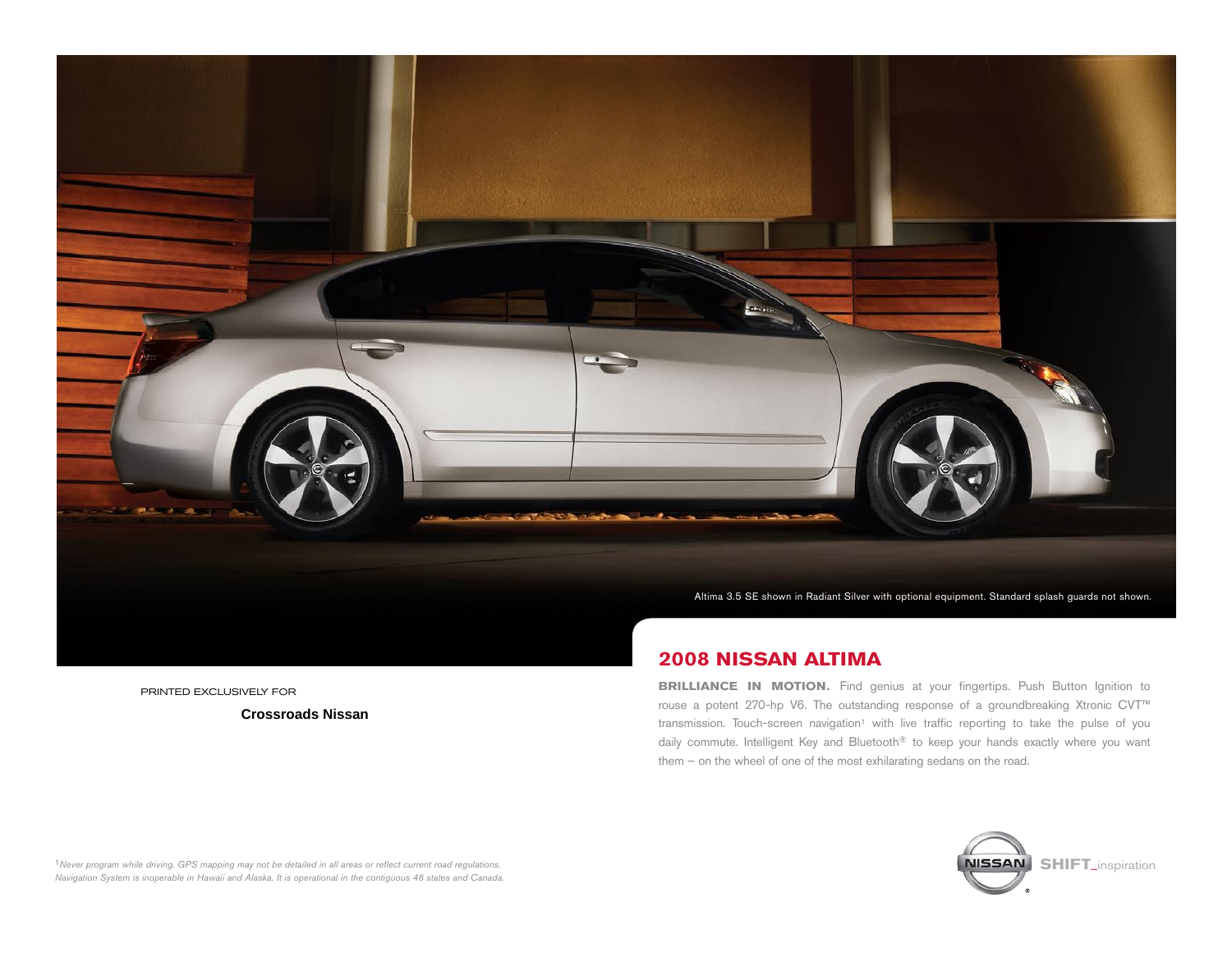Altima 3.5 SE shown in Radiant Silver with optional equipment. Standard splash guards not shown.

## 2008 NISSAN ALTIMA

**BRILLIANCE IN MOTION.** Find genius at your fingertips. Push Button Ignition to rouse a potent 270-hp V6. The outstanding response of a groundbreaking Xtronic CVT™ transmission. Touch-screen navigation[1] with live traffic reporting to take the pulse of you daily commute. Intelligent Key and Bluetooth® to keep your hands exactly where you want them – on the wheel of one of the most exhilarating sedans on the road.

PRINTED EXCLUSIVELY FOR

**Crossroads Nissan**

[1] *Never program while driving. GPS mapping may not be detailed in all areas or reflect current road regulations. Navigation System is inoperable in Hawaii and Alaska. It is operational in the contiguous 48 states and Canada.*

NISSAN® **SHIFT_**inspiration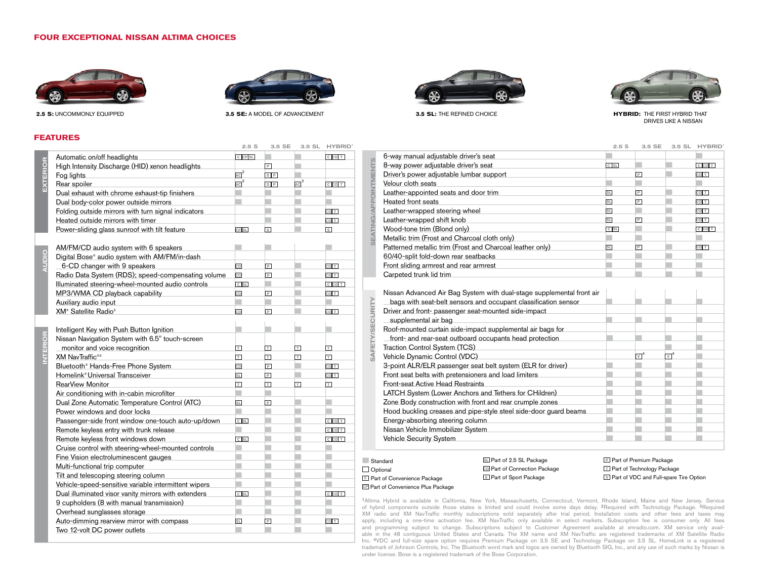## FOUR EXCEPTIONAL NISSAN ALTIMA CHOICES

**2.5 S:** UNCOMMONLY EQUIPPED

**3.5 SE:** A MODEL OF ADVANCEMENT

**3.5 SL:** THE REFINED CHOICE

**HYBRID:** THE FIRST HYBRID THAT DRIVES LIKE A NISSAN

## FEATURES

| | Feature | 2.5 S | 3.5 SE | 3.5 SL | HYBRID[1] |
|---|---|---|---|---|---|
| EXTERIOR | Automatic on/off headlights | C CP SL | Standard | Standard | C CO T |
| | High Intensity Discharge (HID) xenon headlights | | P | Standard | |
| | Fog lights | AC[2] | S P | Standard | |
| | Rear spoiler | AC[2] | S P | AC[2] | C CO T |
| | Dual exhaust with chrome exhaust-tip finishers | Standard | Standard | Standard | |
| | Dual body-color power outside mirrors | Standard | Standard | Standard | Standard |
| | Folding outside mirrors with turn signal indicators | | Standard | Standard | CO T |
| | Heated outside mirrors with timer | | Standard | Standard | CO T |
| | Power-sliding glass sunroof with tilt feature | CP SL | S | Standard | S |
| AUDIO | AM/FM/CD audio system with 6 speakers | Standard | Standard | | Standard |
| | Digital Bose® audio system with AM/FM/in-dash 6-CD changer with 9 speakers | CO | P | Standard | CO T |
| | Radio Data System (RDS); speed-compensating volume | CO | P | Standard | CO T |
| | Illuminated steering-wheel-mounted audio controls | C SL | Standard | Standard | C CO T |
| | MP3/WMA CD playback capability | CO | P | Standard | CO T |
| | Auxiliary audio input | Standard | Standard | Standard | Standard |
| | XM® Satellite Radio[3] | CO | P | Standard | CO T |
| INTERIOR | Intelligent Key with Push Button Ignition | Standard | Standard | Standard | Standard |
| | Nissan Navigation System with 6.5" touch-screen monitor and voice recognition | T | T | T | T |
| | XM NavTraffic®[3] | T | T | T | T |
| | Bluetooth® Hands-Free Phone System | CO | P | Standard | CO T |
| | Homelink® Universal Transceiver | SL | P | Standard | CO T |
| | RearView Monitor | T | T | T | T |
| | Air conditioning with in-cabin microfilter | Standard | Standard | Standard | Standard |
| | Dual Zone Automatic Temperature Control (ATC) | SL | P | Standard | Standard |
| | Power windows and door locks | Standard | Standard | Standard | Standard |
| | Passenger-side front window one-touch auto-up/down | C SL | Standard | Standard | C CO T |
| | Remote keyless entry with trunk release | Standard | Standard | Standard | C CO T |
| | Remote keyless front windows down | C SL | Standard | Standard | C CO T |
| | Cruise control with steering-wheel-mounted controls | Standard | Standard | Standard | Standard |
| | Fine Vision electroluminescent gauges | Standard | Standard | Standard | Standard |
| | Multi-functional trip computer | Standard | Standard | Standard | Standard |
| | Tilt and telescoping steering column | Standard | Standard | Standard | Standard |
| | Vehicle-speed-sensitive variable intermittent wipers | Standard | Standard | Standard | Standard |
| | Dual illuminated visor vanity mirrors with extenders | C SL | Standard | Standard | C CO T |
| | 9 cupholders (8 with manual transmission) | Standard | Standard | Standard | Standard |
| | Overhead sunglasses storage | Standard | Standard | Standard | Standard |
| | Auto-dimming rearview mirror with compass | SL | P | Standard | CO T |
| | Two 12-volt DC power outlets | Standard | Standard | Standard | Standard |

| | Feature | 2.5 S | 3.5 SE | 3.5 SL | HYBRID[1] |
|---|---|---|---|---|---|
| SEATING/APPOINTMENTS | 6-way manual adjustable driver's seat | Standard | | | Standard |
| | 8-way power adjustable driver's seat | C SL | Standard | Standard | C CO T |
| | Driver's power adjustable lumbar support | | P | Standard | CO T |
| | Velour cloth seats | Standard | Standard | | Standard |
| | Leather-appointed seats and door trim | SL | P | Standard | CO T |
| | Heated front seats | SL | P | Standard | CO T |
| | Leather-wrapped steering wheel | SL | Standard | Standard | CO T |
| | Leather-wrapped shift knob | SL | P | Standard | CO T |
| | Wood-tone trim (Blond only) | C SL | Standard | Standard | C CO T |
| | Metallic trim (Frost and Charcoal cloth only) | Standard | | | |
| | Patterned metallic trim (Frost and Charcoal leather only) | SL | P | Standard | CO T |
| | 60/40-split fold-down rear seatbacks | Standard | Standard | Standard | |
| | Front sliding armrest and rear armrest | Standard | Standard | Standard | Standard |
| | Carpeted trunk lid trim | Standard | Standard | Standard | Standard |
| SAFETY/SECURITY | Nissan Advanced Air Bag System with dual-stage supplemental front air bags with seat-belt sensors and occupant classification sensor | Standard | Standard | Standard | Standard |
| | Driver and front- passenger seat-mounted side-impact supplemental air bag | Standard | Standard | Standard | Standard |
| | Roof-mounted curtain side-impact supplemental air bags for front- and rear-seat outboard occupants head protection | Standard | Standard | Standard | Standard |
| | Traction Control System (TCS) | | Standard | Standard | Standard |
| | Vehicle Dynamic Control (VDC) | | V[4] | V[4] | Standard |
| | 3-point ALR/ELR passenger seat belt system (ELR for driver) | Standard | Standard | Standard | Standard |
| | Front seat belts with pretensioners and load limiters | Standard | Standard | Standard | Standard |
| | Front-seat Active Head Restraints | Standard | Standard | Standard | Standard |
| | LATCH System (Lower Anchors and Tethers for CHildren) | Standard | Standard | Standard | Standard |
| | Zone Body construction with front and rear crumple zones | Standard | Standard | Standard | Standard |
| | Hood buckling creases and pipe-style steel side-door guard beams | Standard | Standard | Standard | Standard |
| | Energy-absorbing steering column | Standard | Standard | Standard | Standard |
| | Nissan Vehicle Immobilizer System | Standard | Standard | Standard | Standard |
| | Vehicle Security System | Standard | Standard | Standard | Standard |

- Standard (shaded)
- Optional (empty box)
- C Part of Convenience Package
- CP Part of Convenience Plus Package
- SL Part of 2.5 SL Package
- CO Part of Connection Package
- S Part of Sport Package
- P Part of Premium Package
- T Part of Technology Package
- V Part of VDC and Full-spare Tire Option

[1]Altima Hybrid is available in California, New York, Massachusetts, Connecticut, Vermont, Rhode Island, Maine and New Jersey. Service of hybrid components outside those states is limited and could involve some days delay. [2]Required with Technology Package. [3]Required XM radio and XM NavTraffic monthly subscriptions sold separately after trial period. Installation costs and other fees and taxes may apply, including a one-time activation fee. XM NavTraffic only available in select markets. Subscription fee is consumer only. All fees and programming subject to change. Subscriptions subject to Customer Agreement available at xmradio.com. XM service only available in the 48 contiguous United States and Canada. The XM name and XM NavTraffic are registered trademarks of XM Satellite Radio Inc. [4]VDC and full-size spare option requires Premium Package on 3.5 SE and Technology Package on 3.5 SL. HomeLink is a registered trademark of Johnson Controls, Inc. The Bluetooth word mark and logos are owned by Bluetooth SIG, Inc., and any use of such marks by Nissan is under license. Bose is a registered trademark of the Bose Corporation.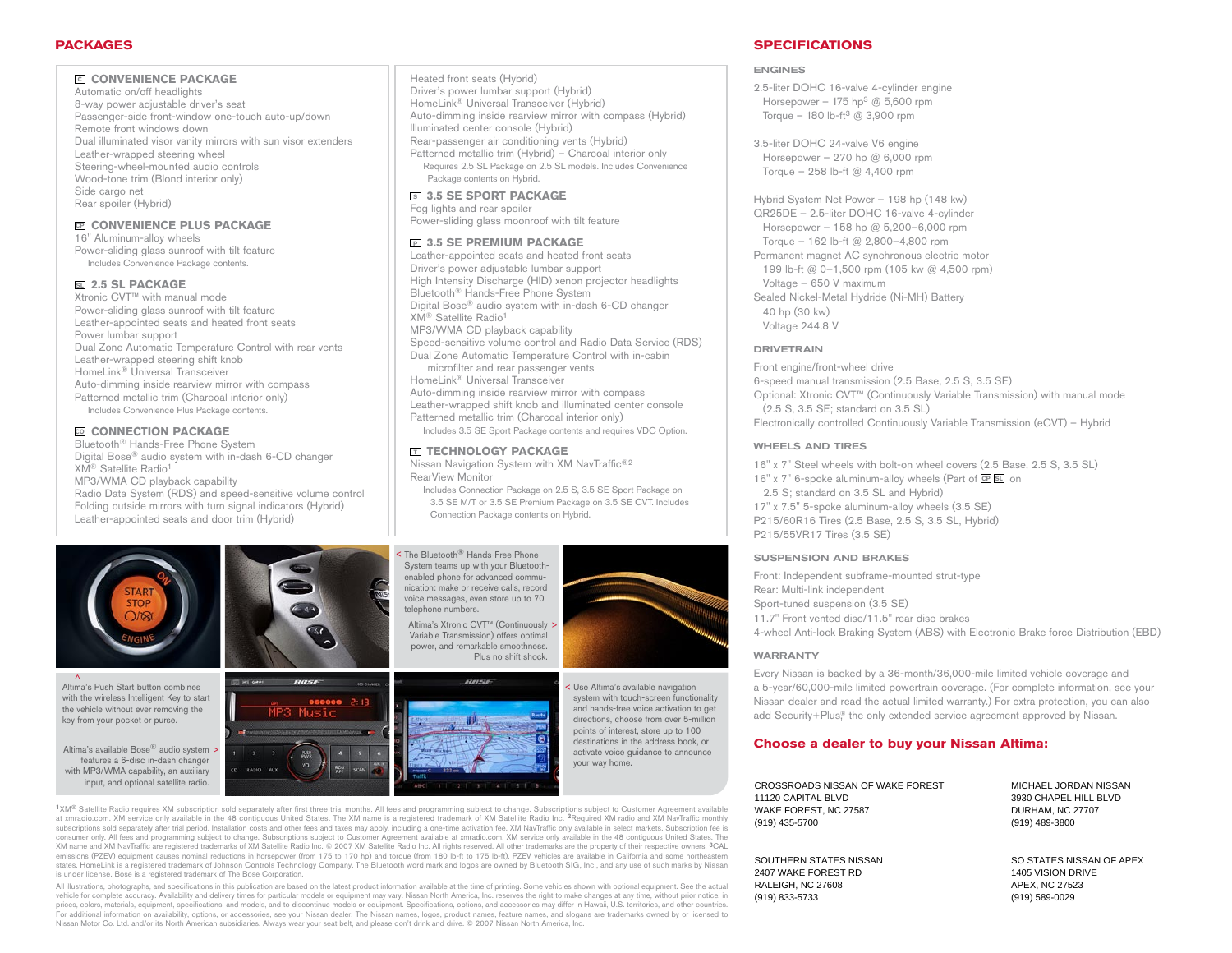## PACKAGES

### C CONVENIENCE PACKAGE

Automatic on/off headlights
8-way power adjustable driver's seat
Passenger-side front-window one-touch auto-up/down
Remote front windows down
Dual illuminated visor vanity mirrors with sun visor extenders
Leather-wrapped steering wheel
Steering-wheel-mounted audio controls
Wood-tone trim (Blond interior only)
Side cargo net
Rear spoiler (Hybrid)

### CP CONVENIENCE PLUS PACKAGE

16" Aluminum-alloy wheels
Power-sliding glass sunroof with tilt feature
Includes Convenience Package contents.

### SL 2.5 SL PACKAGE

Xtronic CVT™ with manual mode
Power-sliding glass sunroof with tilt feature
Leather-appointed seats and heated front seats
Power lumbar support
Dual Zone Automatic Temperature Control with rear vents
Leather-wrapped steering shift knob
HomeLink® Universal Transceiver
Auto-dimming inside rearview mirror with compass
Patterned metallic trim (Charcoal interior only)
Includes Convenience Plus Package contents.

### CO CONNECTION PACKAGE

Bluetooth® Hands-Free Phone System
Digital Bose® audio system with in-dash 6-CD changer
XM® Satellite Radio[1]
MP3/WMA CD playback capability
Radio Data System (RDS) and speed-sensitive volume control
Folding outside mirrors with turn signal indicators (Hybrid)
Leather-appointed seats and door trim (Hybrid)
Heated front seats (Hybrid)
Driver's power lumbar support (Hybrid)
HomeLink® Universal Transceiver (Hybrid)
Auto-dimming inside rearview mirror with compass (Hybrid)
Illuminated center console (Hybrid)
Rear-passenger air conditioning vents (Hybrid)
Patterned metallic trim (Hybrid) – Charcoal interior only
Requires 2.5 SL Package on 2.5 SL models. Includes Convenience Package contents on Hybrid.

### S 3.5 SE SPORT PACKAGE

Fog lights and rear spoiler
Power-sliding glass moonroof with tilt feature

### P 3.5 SE PREMIUM PACKAGE

Leather-appointed seats and heated front seats
Driver's power adjustable lumbar support
High Intensity Discharge (HID) xenon projector headlights
Bluetooth® Hands-Free Phone System
Digital Bose® audio system with in-dash 6-CD changer
XM® Satellite Radio[1]
MP3/WMA CD playback capability
Speed-sensitive volume control and Radio Data Service (RDS)
Dual Zone Automatic Temperature Control with in-cabin microfilter and rear passenger vents
HomeLink® Universal Transceiver
Auto-dimming inside rearview mirror with compass
Leather-wrapped shift knob and illuminated center console
Patterned metallic trim (Charcoal interior only)
Includes 3.5 SE Sport Package contents and requires VDC Option.

### T TECHNOLOGY PACKAGE

Nissan Navigation System with XM NavTraffic®[2]
RearView Monitor
Includes Connection Package on 2.5 S, 3.5 SE Sport Package on 3.5 SE M/T or 3.5 SE Premium Package on 3.5 SE CVT. Includes Connection Package contents on Hybrid.

Altima's Push Start button combines with the wireless Intelligent Key to start the vehicle without ever removing the key from your pocket or purse.

The Bluetooth® Hands-Free Phone System teams up with your Bluetooth-enabled phone for advanced communication: make or receive calls, record voice messages, even store up to 70 telephone numbers.

Altima's Xtronic CVT™ (Continuously Variable Transmission) offers optimal power, and remarkable smoothness. Plus no shift shock.

Altima's available Bose® audio system features a 6-disc in-dash changer with MP3/WMA capability, an auxiliary input, and optional satellite radio.

Use Altima's available navigation system with touch-screen functionality and hands-free voice activation to get directions, choose from over 5-million points of interest, store up to 100 destinations in the address book, or activate voice guidance to announce your way home.

[1]XM® Satellite Radio requires XM subscription sold separately after first three trial months. All fees and programming subject to change. Subscriptions subject to Customer Agreement available at xmradio.com. XM service only available in the 48 contiguous United States. The XM name is a registered trademark of XM Satellite Radio Inc. [2]Required XM radio and XM NavTraffic monthly subscriptions sold separately after trial period. Installation costs and other fees and taxes may apply, including a one-time activation fee. XM NavTraffic only available in select markets. Subscription fee is consumer only. All fees and programming subject to change. Subscriptions subject to Customer Agreement available at xmradio.com. XM service only available in the 48 contiguous United States. The XM name and XM NavTraffic are registered trademarks of XM Satellite Radio Inc. © 2007 XM Satellite Radio Inc. All rights reserved. All other trademarks are the property of their respective owners. [3]CAL emissions (PZEV) equipment causes nominal reductions in horsepower (from 175 to 170 hp) and torque (from 180 lb-ft to 175 lb-ft). PZEV vehicles are available in California and some northeastern states. HomeLink is a registered trademark of Johnson Controls Technology Company. The Bluetooth word mark and logos are owned by Bluetooth SIG, Inc., and any use of such marks by Nissan is under license. Bose is a registered trademark of The Bose Corporation.

All illustrations, photographs, and specifications in this publication are based on the latest product information available at the time of printing. Some vehicles shown with optional equipment. See the actual vehicle for complete accuracy. Availability and delivery times for particular models or equipment may vary. Nissan North America, Inc. reserves the right to make changes at any time, without prior notice, in prices, colors, materials, equipment, specifications, and models, and to discontinue models or equipment. Specifications, options, and accessories may differ in Hawaii, U.S. territories, and other countries. For additional information on availability, options, or accessories, see your Nissan dealer. The Nissan names, logos, product names, feature names, and slogans are trademarks owned by or licensed to Nissan Motor Co. Ltd. and/or its North American subsidiaries. Always wear your seat belt, and please don't drink and drive. © 2007 Nissan North America, Inc.

## SPECIFICATIONS

### ENGINES

2.5-liter DOHC 16-valve 4-cylinder engine
Horsepower – 175 hp[3] @ 5,600 rpm
Torque – 180 lb-ft[3] @ 3,900 rpm

3.5-liter DOHC 24-valve V6 engine
Horsepower – 270 hp @ 6,000 rpm
Torque – 258 lb-ft @ 4,400 rpm

Hybrid System Net Power – 198 hp (148 kw)
QR25DE – 2.5-liter DOHC 16-valve 4-cylinder
Horsepower – 158 hp @ 5,200–6,000 rpm
Torque – 162 lb-ft @ 2,800–4,800 rpm
Permanent magnet AC synchronous electric motor
199 lb-ft @ 0–1,500 rpm (105 kw @ 4,500 rpm)
Voltage – 650 V maximum
Sealed Nickel-Metal Hydride (Ni-MH) Battery
40 hp (30 kw)
Voltage 244.8 V

### DRIVETRAIN

Front engine/front-wheel drive
6-speed manual transmission (2.5 Base, 2.5 S, 3.5 SE)
Optional: Xtronic CVT™ (Continuously Variable Transmission) with manual mode (2.5 S, 3.5 SE; standard on 3.5 SL)
Electronically controlled Continuously Variable Transmission (eCVT) – Hybrid

### WHEELS AND TIRES

16" x 7" Steel wheels with bolt-on wheel covers (2.5 Base, 2.5 S, 3.5 SL)
16" x 7" 6-spoke aluminum-alloy wheels (Part of CP SL on 2.5 S; standard on 3.5 SL and Hybrid)
17" x 7.5" 5-spoke aluminum-alloy wheels (3.5 SE)
P215/60R16 Tires (2.5 Base, 2.5 S, 3.5 SL, Hybrid)
P215/55VR17 Tires (3.5 SE)

### SUSPENSION AND BRAKES

Front: Independent subframe-mounted strut-type
Rear: Multi-link independent
Sport-tuned suspension (3.5 SE)
11.7" Front vented disc/11.5" rear disc brakes
4-wheel Anti-lock Braking System (ABS) with Electronic Brake force Distribution (EBD)

### WARRANTY

Every Nissan is backed by a 36-month/36,000-mile limited vehicle coverage and a 5-year/60,000-mile limited powertrain coverage. (For complete information, see your Nissan dealer and read the actual limited warranty.) For extra protection, you can also add Security+Plus®, the only extended service agreement approved by Nissan.

## Choose a dealer to buy your Nissan Altima:

CROSSROADS NISSAN OF WAKE FOREST
11120 CAPITAL BLVD
WAKE FOREST, NC 27587
(919) 435-5700

MICHAEL JORDAN NISSAN
3930 CHAPEL HILL BLVD
DURHAM, NC 27707
(919) 489-3800

SOUTHERN STATES NISSAN
2407 WAKE FOREST RD
RALEIGH, NC 27608
(919) 833-5733

SO STATES NISSAN OF APEX
1405 VISION DRIVE
APEX, NC 27523
(919) 589-0029